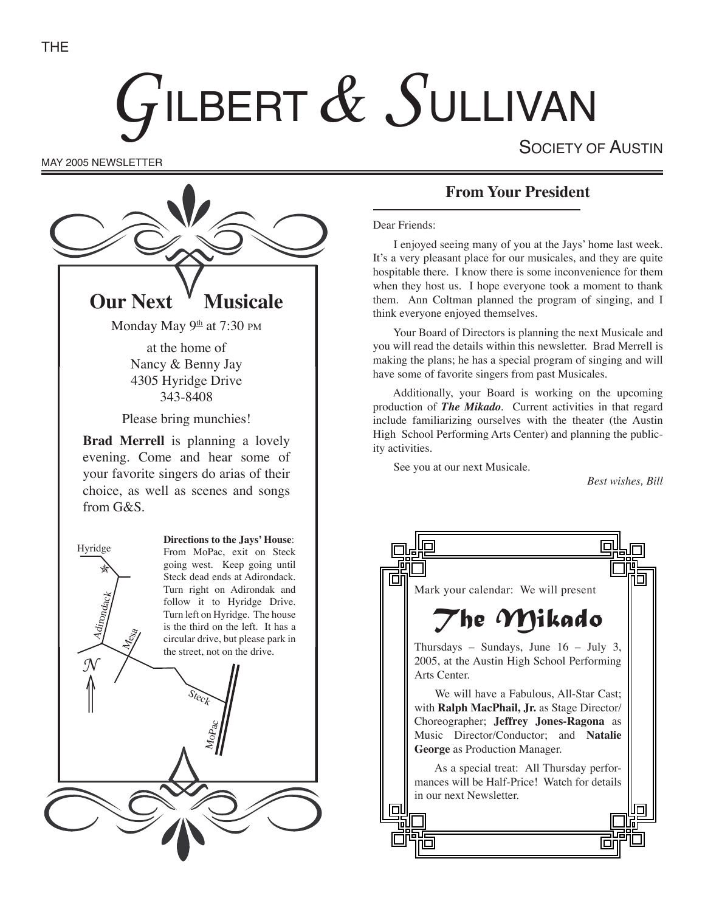THE

# GILBERT & SULLIVAN

SOCIETY OF AUSTIN

MAY 2005 NEWSLETTER

## Our Next Musicale

Monday May 9th at 7:30 PM

at the home of
Nancy & Benny Jay
4305 Hyridge Drive
343-8408

Please bring munchies!

**Brad Merrell** is planning a lovely evening. Come and hear some of your favorite singers do arias of their choice, as well as scenes and songs from G&S.

Hyridge

Adirondack

Mesa

N

Steck

MoPac

**Directions to the Jays' House**: From MoPac, exit on Steck going west. Keep going until Steck dead ends at Adirondack. Turn right on Adirondak and follow it to Hyridge Drive. Turn left on Hyridge. The house is the third on the left. It has a circular drive, but please park in the street, not on the drive.

## From Your President

Dear Friends:

I enjoyed seeing many of you at the Jays' home last week. It's a very pleasant place for our musicales, and they are quite hospitable there. I know there is some inconvenience for them when they host us. I hope everyone took a moment to thank them. Ann Coltman planned the program of singing, and I think everyone enjoyed themselves.

Your Board of Directors is planning the next Musicale and you will read the details within this newsletter. Brad Merrell is making the plans; he has a special program of singing and will have some of favorite singers from past Musicales.

Additionally, your Board is working on the upcoming production of ***The Mikado***. Current activities in that regard include familiarizing ourselves with the theater (the Austin High School Performing Arts Center) and planning the publicity activities.

See you at our next Musicale.

*Best wishes, Bill*

Mark your calendar: We will present

## The Mikado

Thursdays – Sundays, June 16 – July 3, 2005, at the Austin High School Performing Arts Center.

We will have a Fabulous, All-Star Cast; with **Ralph MacPhail, Jr.** as Stage Director/ Choreographer; **Jeffrey Jones-Ragona** as Music Director/Conductor; and **Natalie George** as Production Manager.

As a special treat: All Thursday performances will be Half-Price! Watch for details in our next Newsletter.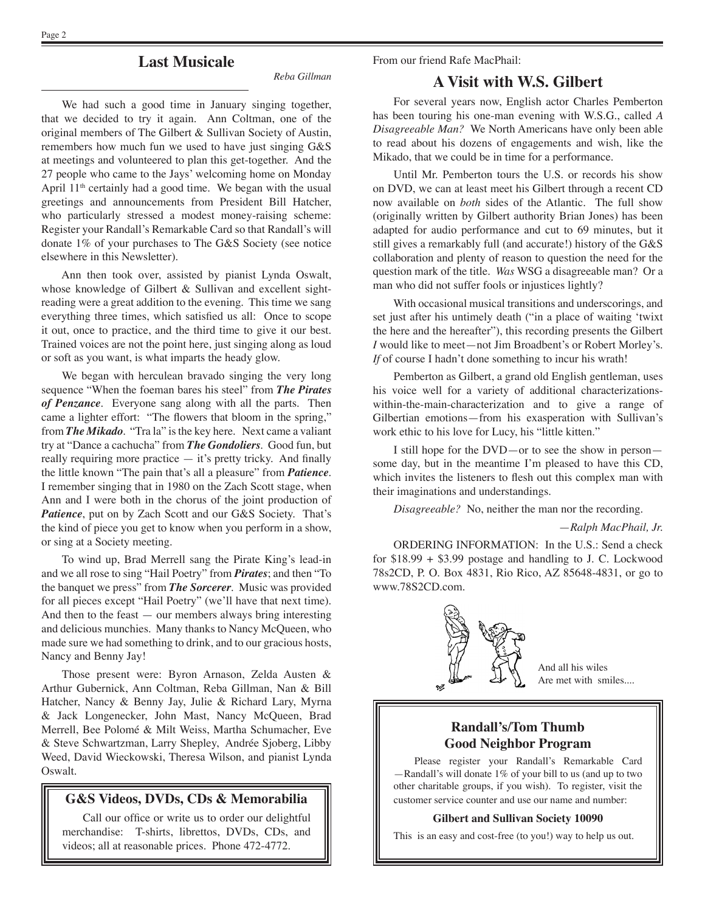## Last Musicale

*Reba Gillman*

We had such a good time in January singing together, that we decided to try it again. Ann Coltman, one of the original members of The Gilbert & Sullivan Society of Austin, remembers how much fun we used to have just singing G&S at meetings and volunteered to plan this get-together. And the 27 people who came to the Jays' welcoming home on Monday April 11th certainly had a good time. We began with the usual greetings and announcements from President Bill Hatcher, who particularly stressed a modest money-raising scheme: Register your Randall's Remarkable Card so that Randall's will donate 1% of your purchases to The G&S Society (see notice elsewhere in this Newsletter).

Ann then took over, assisted by pianist Lynda Oswalt, whose knowledge of Gilbert & Sullivan and excellent sight-reading were a great addition to the evening. This time we sang everything three times, which satisfied us all: Once to scope it out, once to practice, and the third time to give it our best. Trained voices are not the point here, just singing along as loud or soft as you want, is what imparts the heady glow.

We began with herculean bravado singing the very long sequence "When the foeman bares his steel" from ***The Pirates of Penzance***. Everyone sang along with all the parts. Then came a lighter effort: "The flowers that bloom in the spring," from ***The Mikado***. "Tra la" is the key here. Next came a valiant try at "Dance a cachucha" from ***The Gondoliers***. Good fun, but really requiring more practice — it's pretty tricky. And finally the little known "The pain that's all a pleasure" from ***Patience***. I remember singing that in 1980 on the Zach Scott stage, when Ann and I were both in the chorus of the joint production of ***Patience***, put on by Zach Scott and our G&S Society. That's the kind of piece you get to know when you perform in a show, or sing at a Society meeting.

To wind up, Brad Merrell sang the Pirate King's lead-in and we all rose to sing "Hail Poetry" from ***Pirates***; and then "To the banquet we press" from ***The Sorcerer***. Music was provided for all pieces except "Hail Poetry" (we'll have that next time). And then to the feast — our members always bring interesting and delicious munchies. Many thanks to Nancy McQueen, who made sure we had something to drink, and to our gracious hosts, Nancy and Benny Jay!

Those present were: Byron Arnason, Zelda Austen & Arthur Gubernick, Ann Coltman, Reba Gillman, Nan & Bill Hatcher, Nancy & Benny Jay, Julie & Richard Lary, Myrna & Jack Longenecker, John Mast, Nancy McQueen, Brad Merrell, Bee Polomé & Milt Weiss, Martha Schumacher, Eve & Steve Schwartzman, Larry Shepley, Andrée Sjoberg, Libby Weed, David Wieckowski, Theresa Wilson, and pianist Lynda Oswalt.

### G&S Videos, DVDs, CDs & Memorabilia

Call our office or write us to order our delightful merchandise: T-shirts, librettos, DVDs, CDs, and videos; all at reasonable prices. Phone 472-4772.

From our friend Rafe MacPhail:

## A Visit with W.S. Gilbert

For several years now, English actor Charles Pemberton has been touring his one-man evening with W.S.G., called *A Disagreeable Man?* We North Americans have only been able to read about his dozens of engagements and wish, like the Mikado, that we could be in time for a performance.

Until Mr. Pemberton tours the U.S. or records his show on DVD, we can at least meet his Gilbert through a recent CD now available on *both* sides of the Atlantic. The full show (originally written by Gilbert authority Brian Jones) has been adapted for audio performance and cut to 69 minutes, but it still gives a remarkably full (and accurate!) history of the G&S collaboration and plenty of reason to question the need for the question mark of the title. *Was* WSG a disagreeable man? Or a man who did not suffer fools or injustices lightly?

With occasional musical transitions and underscorings, and set just after his untimely death ("in a place of waiting 'twixt the here and the hereafter"), this recording presents the Gilbert *I* would like to meet—not Jim Broadbent's or Robert Morley's. *If* of course I hadn't done something to incur his wrath!

Pemberton as Gilbert, a grand old English gentleman, uses his voice well for a variety of additional characterizations-within-the-main-characterization and to give a range of Gilbertian emotions—from his exasperation with Sullivan's work ethic to his love for Lucy, his "little kitten."

I still hope for the DVD—or to see the show in person—some day, but in the meantime I'm pleased to have this CD, which invites the listeners to flesh out this complex man with their imaginations and understandings.

*Disagreeable?* No, neither the man nor the recording.

*—Ralph MacPhail, Jr.*

ORDERING INFORMATION: In the U.S.: Send a check for $18.99 + $3.99 postage and handling to J. C. Lockwood 78s2CD, P. O. Box 4831, Rio Rico, AZ 85648-4831, or go to www.78S2CD.com.

And all his wiles
Are met with smiles....

### Randall's/Tom Thumb Good Neighbor Program

Please register your Randall's Remarkable Card —Randall's will donate 1% of your bill to us (and up to two other charitable groups, if you wish). To register, visit the customer service counter and use our name and number:

**Gilbert and Sullivan Society 10090**

This is an easy and cost-free (to you!) way to help us out.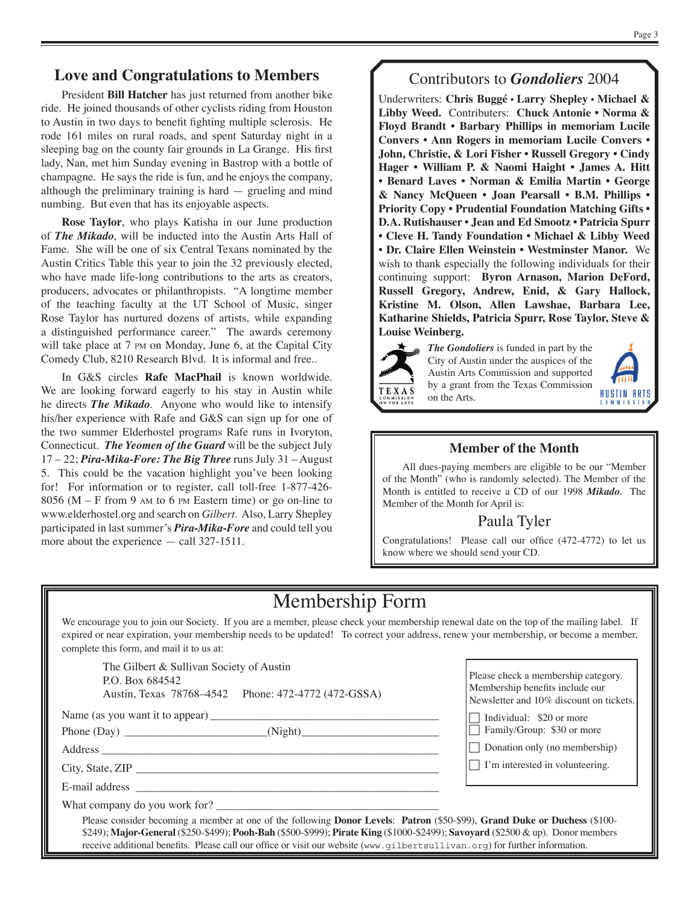## Love and Congratulations to Members

President **Bill Hatcher** has just returned from another bike ride. He joined thousands of other cyclists riding from Houston to Austin in two days to benefit fighting multiple sclerosis. He rode 161 miles on rural roads, and spent Saturday night in a sleeping bag on the county fair grounds in La Grange. His first lady, Nan, met him Sunday evening in Bastrop with a bottle of champagne. He says the ride is fun, and he enjoys the company, although the preliminary training is hard — grueling and mind numbing. But even that has its enjoyable aspects.

**Rose Taylor**, who plays Katisha in our June production of ***The Mikado***, will be inducted into the Austin Arts Hall of Fame. She will be one of six Central Texans nominated by the Austin Critics Table this year to join the 32 previously elected, who have made life-long contributions to the arts as creators, producers, advocates or philanthropists. "A longtime member of the teaching faculty at the UT School of Music, singer Rose Taylor has nurtured dozens of artists, while expanding a distinguished performance career." The awards ceremony will take place at 7 PM on Monday, June 6, at the Capital City Comedy Club, 8210 Research Blvd. It is informal and free..

In G&S circles **Rafe MacPhail** is known worldwide. We are looking forward eagerly to his stay in Austin while he directs ***The Mikado***. Anyone who would like to intensify his/her experience with Rafe and G&S can sign up for one of the two summer Elderhostel programs Rafe runs in Ivoryton, Connecticut. ***The Yeomen of the Guard*** will be the subject July 17 – 22; ***Pira-Mika-Fore: The Big Three*** runs July 31 – August 5. This could be the vacation highlight you've been looking for! For information or to register, call toll-free 1-877-426-8056 (M – F from 9 AM to 6 PM Eastern time) or go on-line to www.elderhostel.org and search on *Gilbert*. Also, Larry Shepley participated in last summer's ***Pira-Mika-Fore*** and could tell you more about the experience — call 327-1511.

## Contributors to *Gondoliers* 2004

Underwriters: **Chris Buggé** • **Larry Shepley** • **Michael & Libby Weed.** Contributers: **Chuck Antonie • Norma & Floyd Brandt • Barbary Phillips in memoriam Lucile Convers • Ann Rogers in memoriam Lucile Convers • John, Christie, & Lori Fisher • Russell Gregory • Cindy Hager • William P. & Naomi Haight • James A. Hitt • Benard Laves • Norman & Emilia Martin • George & Nancy McQueen • Joan Pearsall • B.M. Phillips • Priority Copy • Prudential Foundation Matching Gifts • D.A. Rutishauser • Jean and Ed Smootz • Patricia Spurr • Cleve H. Tandy Foundation • Michael & Libby Weed • Dr. Claire Ellen Weinstein • Westminster Manor.** We wish to thank especially the following individuals for their continuing support: **Byron Arnason, Marion DeFord, Russell Gregory, Andrew, Enid, & Gary Hallock, Kristine M. Olson, Allen Lawshae, Barbara Lee, Katharine Shields, Patricia Spurr, Rose Taylor, Steve & Louise Weinberg.**

***The Gondoliers*** is funded in part by the City of Austin under the auspices of the Austin Arts Commission and supported by a grant from the Texas Commission on the Arts.

TEXAS COMMISSION ON THE ARTS

AUSTIN ARTS COMMISSION

## Member of the Month

All dues-paying members are eligible to be our "Member of the Month" (who is randomly selected). The Member of the Month is entitled to receive a CD of our 1998 ***Mikado***. The Member of the Month for April is:

### Paula Tyler

Congratulations! Please call our office (472-4772) to let us know where we should send your CD.

## Membership Form

We encourage you to join our Society. If you are a member, please check your membership renewal date on the top of the mailing label. If expired or near expiration, your membership needs to be updated! To correct your address, renew your membership, or become a member, complete this form, and mail it to us at:

The Gilbert & Sullivan Society of Austin
P.O. Box 684542
Austin, Texas 78768–4542 Phone: 472-4772 (472-GSSA)

Name (as you want it to appear) ______________________________

Phone (Day) ____________________ (Night) ____________________

Address ______________________________

City, State, ZIP ______________________________

E-mail address ______________________________

What company do you work for? ______________________________

Please check a membership category. Membership benefits include our Newsletter and 10% discount on tickets.

- ☐ Individual: $20 or more
- ☐ Family/Group: $30 or more
- ☐ Donation only (no membership)
- ☐ I'm interested in volunteering.

Please consider becoming a member at one of the following **Donor Levels**: **Patron** ($50-$99), **Grand Duke or Duchess** ($100-$249); **Major-General** ($250-$499); **Pooh-Bah** ($500-$999); **Pirate King** ($1000-$2499); **Savoyard** ($2500 & up). Donor members receive additional benefits. Please call our office or visit our website (www.gilbertsullivan.org) for further information.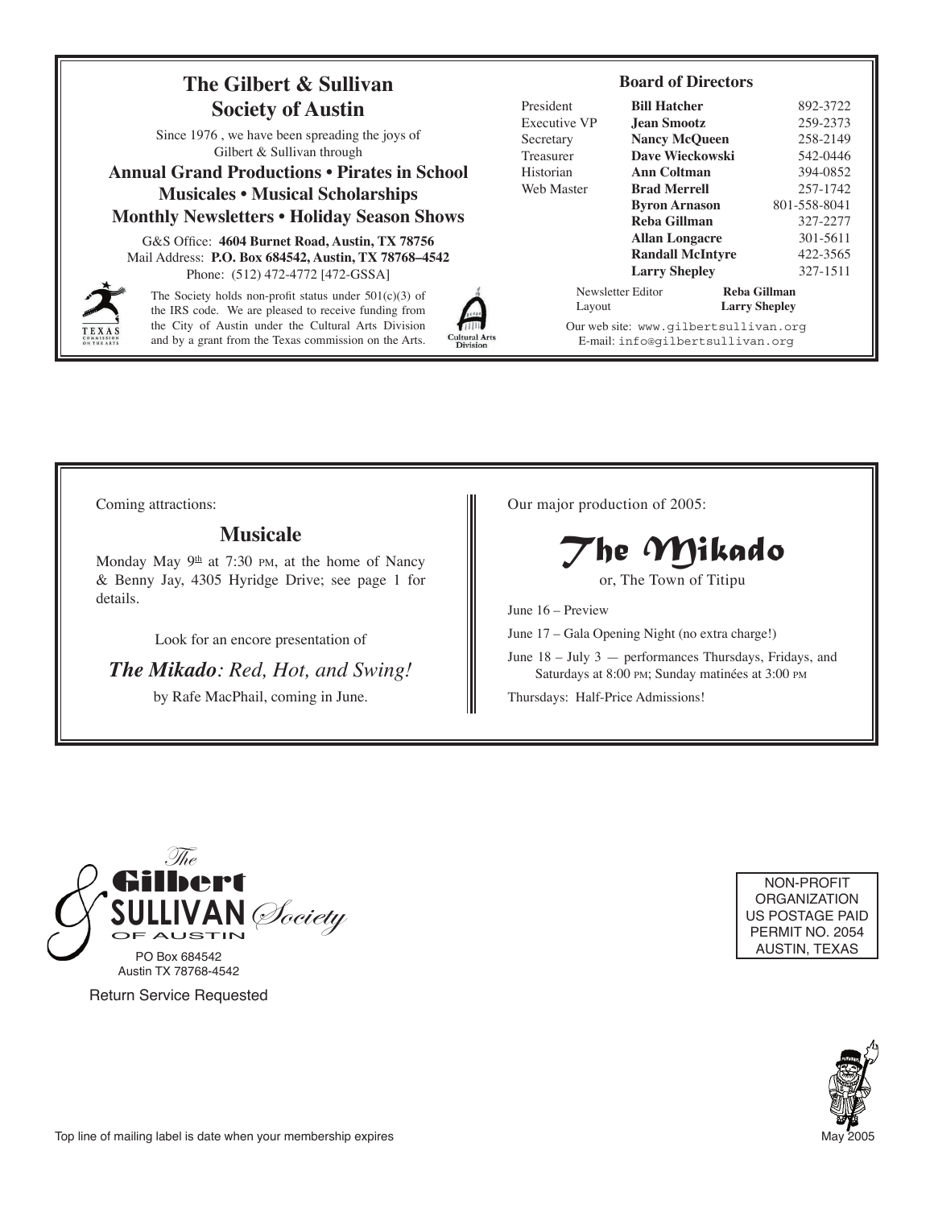## The Gilbert & Sullivan Society of Austin

Since 1976 , we have been spreading the joys of Gilbert & Sullivan through

**Annual Grand Productions • Pirates in School**
**Musicales • Musical Scholarships**
**Monthly Newsletters • Holiday Season Shows**

G&S Office: **4604 Burnet Road, Austin, TX 78756**
Mail Address: **P.O. Box 684542, Austin, TX 78768–4542**
Phone: (512) 472-4772 [472-GSSA]

The Society holds non-profit status under 501(c)(3) of the IRS code. We are pleased to receive funding from the City of Austin under the Cultural Arts Division and by a grant from the Texas commission on the Arts.

### Board of Directors

| | | |
|---|---|---|
| President | **Bill Hatcher** | 892-3722 |
| Executive VP | **Jean Smootz** | 259-2373 |
| Secretary | **Nancy McQueen** | 258-2149 |
| Treasurer | **Dave Wieckowski** | 542-0446 |
| Historian | **Ann Coltman** | 394-0852 |
| Web Master | **Brad Merrell** | 257-1742 |
| | **Byron Arnason** | 801-558-8041 |
| | **Reba Gillman** | 327-2277 |
| | **Allan Longacre** | 301-5611 |
| | **Randall McIntyre** | 422-3565 |
| | **Larry Shepley** | 327-1511 |

Newsletter Editor **Reba Gillman**
Layout **Larry Shepley**

Our web site: www.gilbertsullivan.org
E-mail: info@gilbertsullivan.org

---

Coming attractions:

### Musicale

Monday May 9th at 7:30 PM, at the home of Nancy & Benny Jay, 4305 Hyridge Drive; see page 1 for details.

Look for an encore presentation of

***The Mikado**: Red, Hot, and Swing!*

by Rafe MacPhail, coming in June.

Our major production of 2005:

## The Mikado

or, The Town of Titipu

June 16 – Preview

June 17 – Gala Opening Night (no extra charge!)

June 18 – July 3 — performances Thursdays, Fridays, and Saturdays at 8:00 PM; Sunday matinées at 3:00 PM

Thursdays: Half-Price Admissions!

---

The Gilbert & Sullivan Society of Austin
PO Box 684542
Austin TX 78768-4542

Return Service Requested

NON-PROFIT ORGANIZATION
US POSTAGE PAID
PERMIT NO. 2054
AUSTIN, TEXAS

Top line of mailing label is date when your membership expires

May 2005